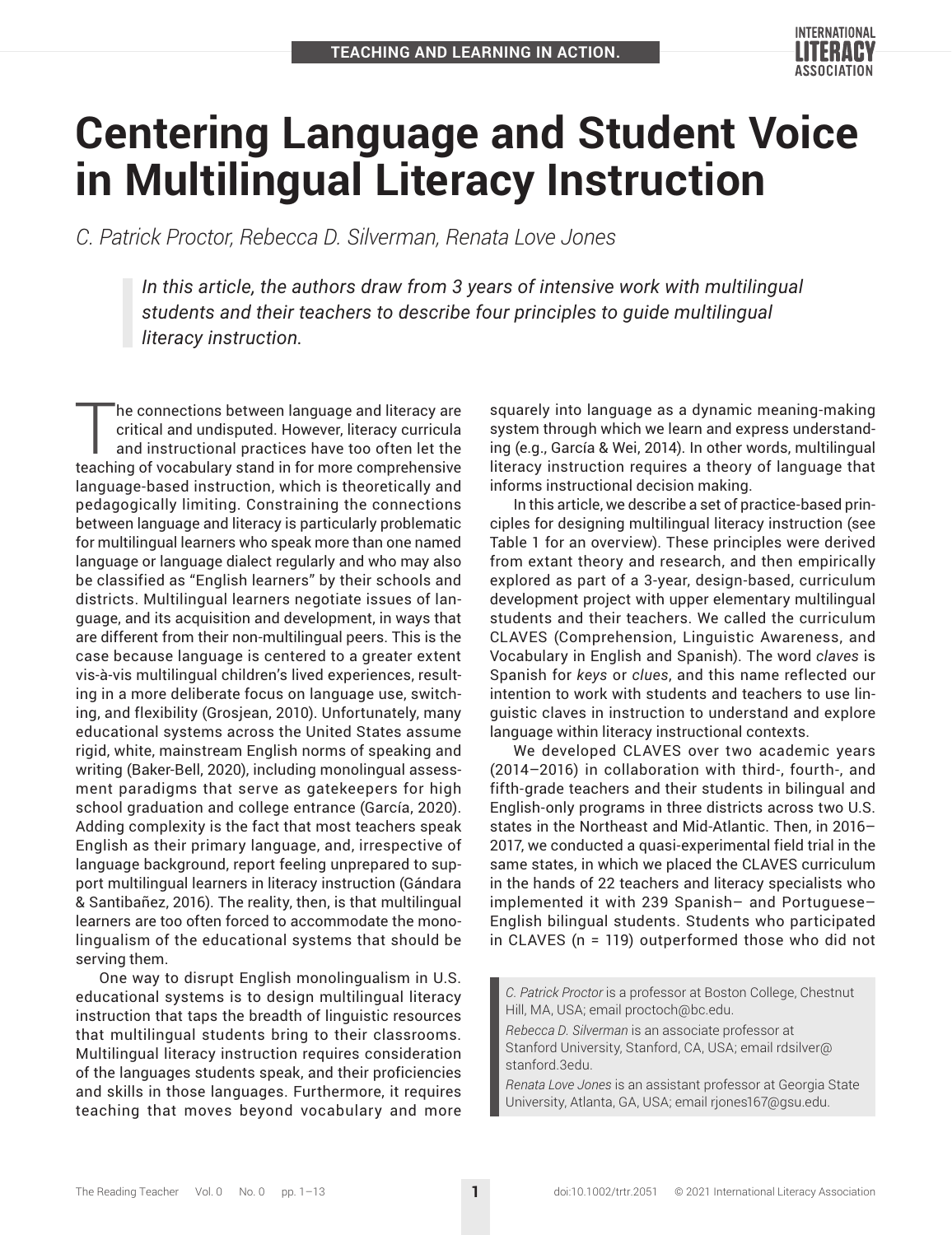# Centering Language and Student Voice in Multilingual Literacy Instruction

*C. Patrick Proctor, Rebecca D. Silverman, Renata Love Jones*

> *In this article, the authors draw from 3 years of intensive work with multilingual students and their teachers to describe four principles to guide multilingual literacy instruction.*

The connections between language and literacy are critical and undisputed. However, literacy curricula and instructional practices have too often let the teaching of vocabulary stand in for more comprehensive language-based instruction, which is theoretically and pedagogically limiting. Constraining the connections between language and literacy is particularly problematic for multilingual learners who speak more than one named language or language dialect regularly and who may also be classified as "English learners" by their schools and districts. Multilingual learners negotiate issues of language, and its acquisition and development, in ways that are different from their non-multilingual peers. This is the case because language is centered to a greater extent vis-à-vis multilingual children's lived experiences, resulting in a more deliberate focus on language use, switching, and flexibility (Grosjean, 2010). Unfortunately, many educational systems across the United States assume rigid, white, mainstream English norms of speaking and writing (Baker-Bell, 2020), including monolingual assessment paradigms that serve as gatekeepers for high school graduation and college entrance (García, 2020). Adding complexity is the fact that most teachers speak English as their primary language, and, irrespective of language background, report feeling unprepared to support multilingual learners in literacy instruction (Gándara & Santibañez, 2016). The reality, then, is that multilingual learners are too often forced to accommodate the monolingualism of the educational systems that should be serving them.

One way to disrupt English monolingualism in U.S. educational systems is to design multilingual literacy instruction that taps the breadth of linguistic resources that multilingual students bring to their classrooms. Multilingual literacy instruction requires consideration of the languages students speak, and their proficiencies and skills in those languages. Furthermore, it requires teaching that moves beyond vocabulary and more squarely into language as a dynamic meaning-making system through which we learn and express understanding (e.g., García & Wei, 2014). In other words, multilingual literacy instruction requires a theory of language that informs instructional decision making.

In this article, we describe a set of practice-based principles for designing multilingual literacy instruction (see Table 1 for an overview). These principles were derived from extant theory and research, and then empirically explored as part of a 3-year, design-based, curriculum development project with upper elementary multilingual students and their teachers. We called the curriculum CLAVES (Comprehension, Linguistic Awareness, and Vocabulary in English and Spanish). The word *claves* is Spanish for *keys* or *clues*, and this name reflected our intention to work with students and teachers to use linguistic claves in instruction to understand and explore language within literacy instructional contexts.

We developed CLAVES over two academic years (2014–2016) in collaboration with third-, fourth-, and fifth-grade teachers and their students in bilingual and English-only programs in three districts across two U.S. states in the Northeast and Mid-Atlantic. Then, in 2016–2017, we conducted a quasi-experimental field trial in the same states, in which we placed the CLAVES curriculum in the hands of 22 teachers and literacy specialists who implemented it with 239 Spanish– and Portuguese–English bilingual students. Students who participated in CLAVES (n = 119) outperformed those who did not

> *C. Patrick Proctor* is a professor at Boston College, Chestnut Hill, MA, USA; email proctoch@bc.edu.
>
> *Rebecca D. Silverman* is an associate professor at Stanford University, Stanford, CA, USA; email rdsilver@stanford.3edu.
>
> *Renata Love Jones* is an assistant professor at Georgia State University, Atlanta, GA, USA; email rjones167@gsu.edu.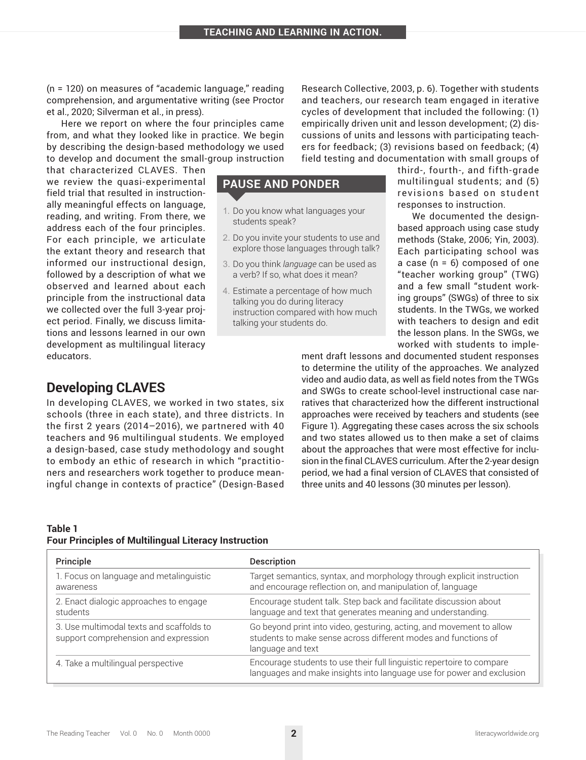(n = 120) on measures of "academic language," reading comprehension, and argumentative writing (see Proctor et al., 2020; Silverman et al., in press).

Here we report on where the four principles came from, and what they looked like in practice. We begin by describing the design-based methodology we used to develop and document the small-group instruction that characterized CLAVES. Then we review the quasi-experimental field trial that resulted in instructionally meaningful effects on language, reading, and writing. From there, we address each of the four principles. For each principle, we articulate the extant theory and research that informed our instructional design, followed by a description of what we observed and learned about each principle from the instructional data we collected over the full 3-year project period. Finally, we discuss limitations and lessons learned in our own development as multilingual literacy educators.

## PAUSE AND PONDER

1. Do you know what languages your students speak?
2. Do you invite your students to use and explore those languages through talk?
3. Do you think *language* can be used as a verb? If so, what does it mean?
4. Estimate a percentage of how much talking you do during literacy instruction compared with how much talking your students do.

## Developing CLAVES

In developing CLAVES, we worked in two states, six schools (three in each state), and three districts. In the first 2 years (2014–2016), we partnered with 40 teachers and 96 multilingual students. We employed a design-based, case study methodology and sought to embody an ethic of research in which "practitioners and researchers work together to produce meaningful change in contexts of practice" (Design-Based Research Collective, 2003, p. 6). Together with students and teachers, our research team engaged in iterative cycles of development that included the following: (1) empirically driven unit and lesson development; (2) discussions of units and lessons with participating teachers for feedback; (3) revisions based on feedback; (4) field testing and documentation with small groups of third-, fourth-, and fifth-grade multilingual students; and (5) revisions based on student responses to instruction.

We documented the design-based approach using case study methods (Stake, 2006; Yin, 2003). Each participating school was a case (n = 6) composed of one "teacher working group" (TWG) and a few small "student working groups" (SWGs) of three to six students. In the TWGs, we worked with teachers to design and edit the lesson plans. In the SWGs, we worked with students to implement draft lessons and documented student responses to determine the utility of the approaches. We analyzed video and audio data, as well as field notes from the TWGs and SWGs to create school-level instructional case narratives that characterized how the different instructional approaches were received by teachers and students (see Figure 1). Aggregating these cases across the six schools and two states allowed us to then make a set of claims about the approaches that were most effective for inclusion in the final CLAVES curriculum. After the 2-year design period, we had a final version of CLAVES that consisted of three units and 40 lessons (30 minutes per lesson).

**Table 1**
**Four Principles of Multilingual Literacy Instruction**

| Principle | Description |
| --- | --- |
| 1. Focus on language and metalinguistic awareness | Target semantics, syntax, and morphology through explicit instruction and encourage reflection on, and manipulation of, language |
| 2. Enact dialogic approaches to engage students | Encourage student talk. Step back and facilitate discussion about language and text that generates meaning and understanding. |
| 3. Use multimodal texts and scaffolds to support comprehension and expression | Go beyond print into video, gesturing, acting, and movement to allow students to make sense across different modes and functions of language and text |
| 4. Take a multilingual perspective | Encourage students to use their full linguistic repertoire to compare languages and make insights into language use for power and exclusion |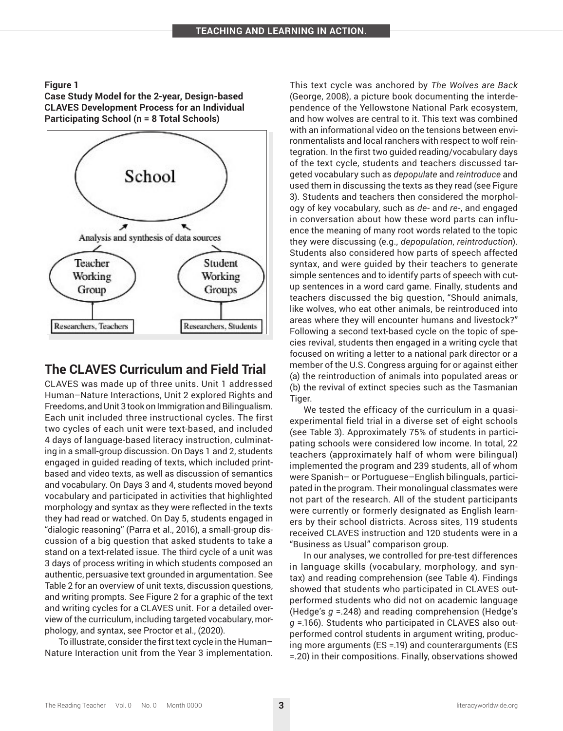**Figure 1**
**Case Study Model for the 2-year, Design-based CLAVES Development Process for an Individual Participating School (n = 8 Total Schools)**

## The CLAVES Curriculum and Field Trial

CLAVES was made up of three units. Unit 1 addressed Human–Nature Interactions, Unit 2 explored Rights and Freedoms, and Unit 3 took on Immigration and Bilingualism. Each unit included three instructional cycles. The first two cycles of each unit were text-based, and included 4 days of language-based literacy instruction, culminating in a small-group discussion. On Days 1 and 2, students engaged in guided reading of texts, which included print-based and video texts, as well as discussion of semantics and vocabulary. On Days 3 and 4, students moved beyond vocabulary and participated in activities that highlighted morphology and syntax as they were reflected in the texts they had read or watched. On Day 5, students engaged in "dialogic reasoning" (Parra et al., 2016), a small-group discussion of a big question that asked students to take a stand on a text-related issue. The third cycle of a unit was 3 days of process writing in which students composed an authentic, persuasive text grounded in argumentation. See Table 2 for an overview of unit texts, discussion questions, and writing prompts. See Figure 2 for a graphic of the text and writing cycles for a CLAVES unit. For a detailed overview of the curriculum, including targeted vocabulary, morphology, and syntax, see Proctor et al., (2020).

To illustrate, consider the first text cycle in the Human–Nature Interaction unit from the Year 3 implementation. This text cycle was anchored by *The Wolves are Back* (George, 2008), a picture book documenting the interdependence of the Yellowstone National Park ecosystem, and how wolves are central to it. This text was combined with an informational video on the tensions between environmentalists and local ranchers with respect to wolf reintegration. In the first two guided reading/vocabulary days of the text cycle, students and teachers discussed targeted vocabulary such as *depopulate* and *reintroduce* and used them in discussing the texts as they read (see Figure 3). Students and teachers then considered the morphology of key vocabulary, such as *de-* and *re-*, and engaged in conversation about how these word parts can influence the meaning of many root words related to the topic they were discussing (e.g., *depopulation*, *reintroduction*). Students also considered how parts of speech affected syntax, and were guided by their teachers to generate simple sentences and to identify parts of speech with cut-up sentences in a word card game. Finally, students and teachers discussed the big question, "Should animals, like wolves, who eat other animals, be reintroduced into areas where they will encounter humans and livestock?" Following a second text-based cycle on the topic of species revival, students then engaged in a writing cycle that focused on writing a letter to a national park director or a member of the U.S. Congress arguing for or against either (a) the reintroduction of animals into populated areas or (b) the revival of extinct species such as the Tasmanian Tiger.

We tested the efficacy of the curriculum in a quasi-experimental field trial in a diverse set of eight schools (see Table 3). Approximately 75% of students in participating schools were considered low income. In total, 22 teachers (approximately half of whom were bilingual) implemented the program and 239 students, all of whom were Spanish– or Portuguese–English bilinguals, participated in the program. Their monolingual classmates were not part of the research. All of the student participants were currently or formerly designated as English learners by their school districts. Across sites, 119 students received CLAVES instruction and 120 students were in a "Business as Usual" comparison group.

In our analyses, we controlled for pre-test differences in language skills (vocabulary, morphology, and syntax) and reading comprehension (see Table 4). Findings showed that students who participated in CLAVES outperformed students who did not on academic language (Hedge's $g$ =.248) and reading comprehension (Hedge's $g$ =.166). Students who participated in CLAVES also outperformed control students in argument writing, producing more arguments (ES =.19) and counterarguments (ES =.20) in their compositions. Finally, observations showed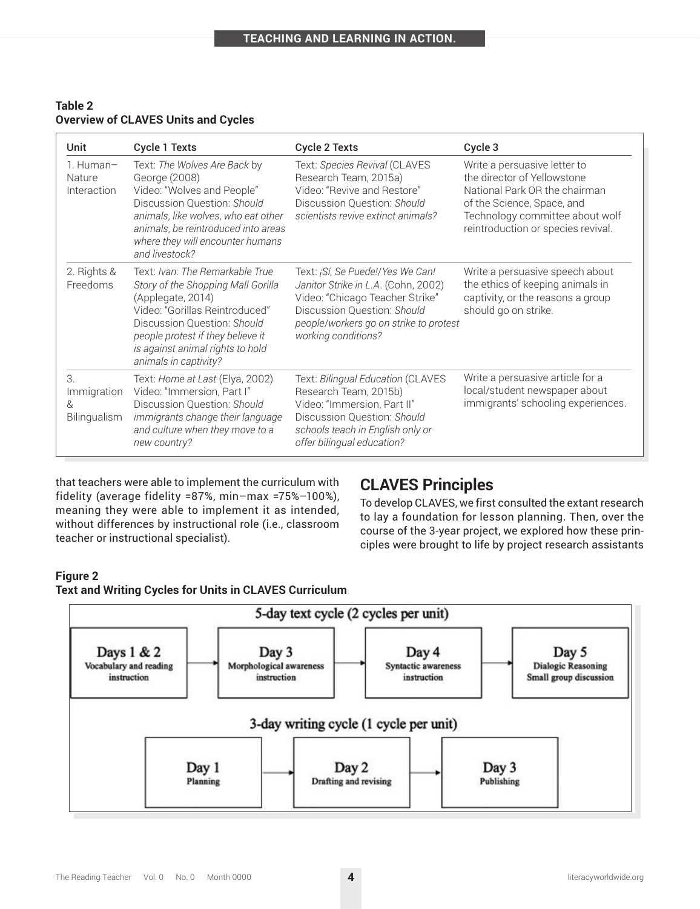**Table 2**
**Overview of CLAVES Units and Cycles**

| Unit | Cycle 1 Texts | Cycle 2 Texts | Cycle 3 |
|---|---|---|---|
| 1. Human–Nature Interaction | Text: *The Wolves Are Back* by George (2008) Video: "Wolves and People" Discussion Question: *Should animals, like wolves, who eat other animals, be reintroduced into areas where they will encounter humans and livestock?* | Text: *Species Revival* (CLAVES Research Team, 2015a) Video: "Revive and Restore" Discussion Question: *Should scientists revive extinct animals?* | Write a persuasive letter to the director of Yellowstone National Park OR the chairman of the Science, Space, and Technology committee about wolf reintroduction or species revival. |
| 2. Rights & Freedoms | Text: *Ivan: The Remarkable True Story of the Shopping Mall Gorilla* (Applegate, 2014) Video: "Gorillas Reintroduced" Discussion Question: *Should people protest if they believe it is against animal rights to hold animals in captivity?* | Text: *¡Sí, Se Puede!/Yes We Can! Janitor Strike in L.A.* (Cohn, 2002) Video: "Chicago Teacher Strike" Discussion Question: *Should people/workers go on strike to protest working conditions?* | Write a persuasive speech about the ethics of keeping animals in captivity, or the reasons a group should go on strike. |
| 3. Immigration & Bilingualism | Text: *Home at Last* (Elya, 2002) Video: "Immersion, Part I" Discussion Question: *Should immigrants change their language and culture when they move to a new country?* | Text: *Bilingual Education* (CLAVES Research Team, 2015b) Video: "Immersion, Part II" Discussion Question: *Should schools teach in English only or offer bilingual education?* | Write a persuasive article for a local/student newspaper about immigrants' schooling experiences. |

that teachers were able to implement the curriculum with fidelity (average fidelity =87%, min–max =75%–100%), meaning they were able to implement it as intended, without differences by instructional role (i.e., classroom teacher or instructional specialist).

## CLAVES Principles

To develop CLAVES, we first consulted the extant research to lay a foundation for lesson planning. Then, over the course of the 3-year project, we explored how these principles were brought to life by project research assistants

**Figure 2**
**Text and Writing Cycles for Units in CLAVES Curriculum**

5-day text cycle (2 cycles per unit)

Days 1 & 2: Vocabulary and reading instruction → Day 3: Morphological awareness instruction → Day 4: Syntactic awareness instruction → Day 5: Dialogic Reasoning Small group discussion

3-day writing cycle (1 cycle per unit)

Day 1: Planning → Day 2: Drafting and revising → Day 3: Publishing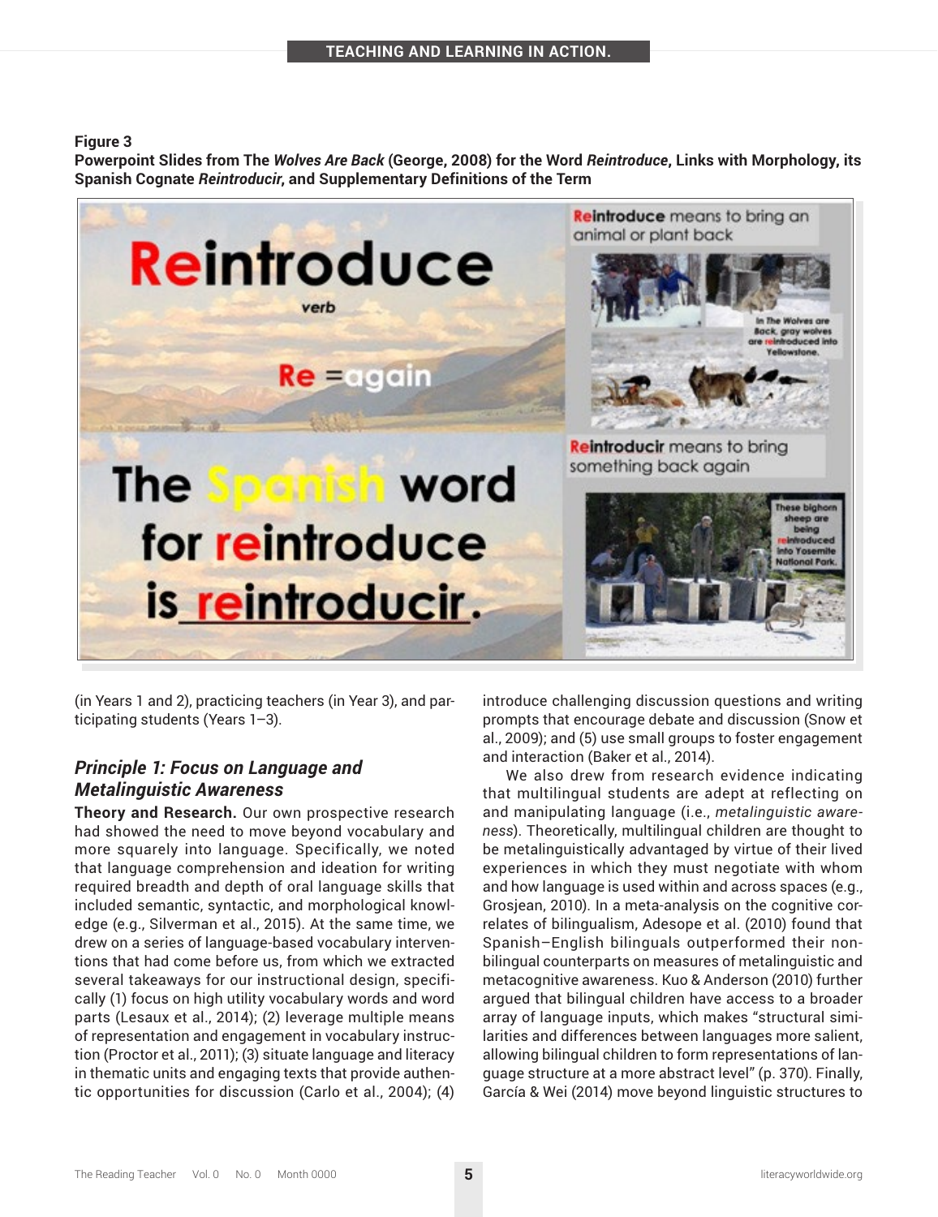**Figure 3**
**Powerpoint Slides from The *Wolves Are Back* (George, 2008) for the Word *Reintroduce*, Links with Morphology, its Spanish Cognate *Reintroducir*, and Supplementary Definitions of the Term**

(in Years 1 and 2), practicing teachers (in Year 3), and participating students (Years 1–3).

### *Principle 1: Focus on Language and Metalinguistic Awareness*

**Theory and Research.** Our own prospective research had showed the need to move beyond vocabulary and more squarely into language. Specifically, we noted that language comprehension and ideation for writing required breadth and depth of oral language skills that included semantic, syntactic, and morphological knowledge (e.g., Silverman et al., 2015). At the same time, we drew on a series of language-based vocabulary interventions that had come before us, from which we extracted several takeaways for our instructional design, specifically (1) focus on high utility vocabulary words and word parts (Lesaux et al., 2014); (2) leverage multiple means of representation and engagement in vocabulary instruction (Proctor et al., 2011); (3) situate language and literacy in thematic units and engaging texts that provide authentic opportunities for discussion (Carlo et al., 2004); (4) introduce challenging discussion questions and writing prompts that encourage debate and discussion (Snow et al., 2009); and (5) use small groups to foster engagement and interaction (Baker et al., 2014).

We also drew from research evidence indicating that multilingual students are adept at reflecting on and manipulating language (i.e., *metalinguistic awareness*). Theoretically, multilingual children are thought to be metalinguistically advantaged by virtue of their lived experiences in which they must negotiate with whom and how language is used within and across spaces (e.g., Grosjean, 2010). In a meta-analysis on the cognitive correlates of bilingualism, Adesope et al. (2010) found that Spanish–English bilinguals outperformed their non-bilingual counterparts on measures of metalinguistic and metacognitive awareness. Kuo & Anderson (2010) further argued that bilingual children have access to a broader array of language inputs, which makes "structural similarities and differences between languages more salient, allowing bilingual children to form representations of language structure at a more abstract level" (p. 370). Finally, García & Wei (2014) move beyond linguistic structures to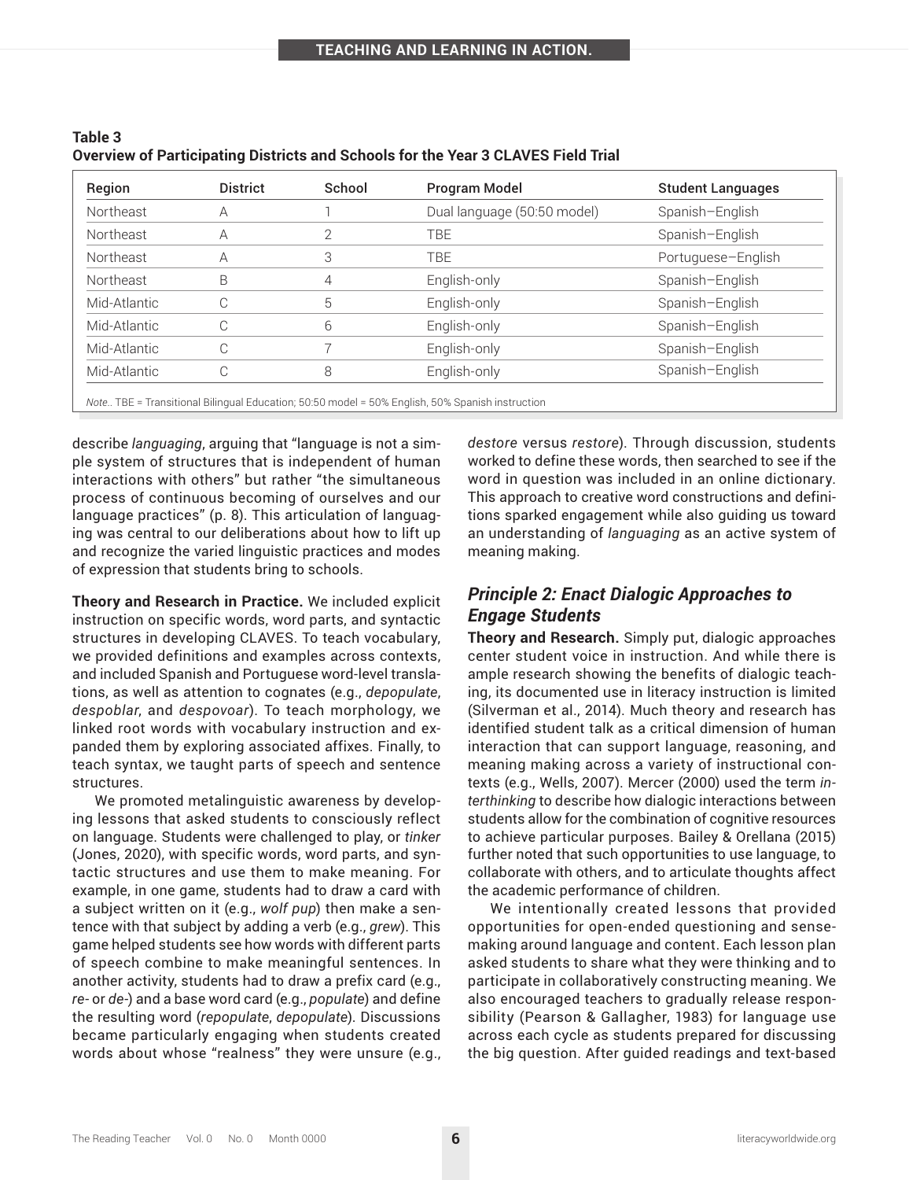**Table 3**
**Overview of Participating Districts and Schools for the Year 3 CLAVES Field Trial**

| Region | District | School | Program Model | Student Languages |
|---|---|---|---|---|
| Northeast | A | 1 | Dual language (50:50 model) | Spanish–English |
| Northeast | A | 2 | TBE | Spanish–English |
| Northeast | A | 3 | TBE | Portuguese–English |
| Northeast | B | 4 | English-only | Spanish–English |
| Mid-Atlantic | C | 5 | English-only | Spanish–English |
| Mid-Atlantic | C | 6 | English-only | Spanish–English |
| Mid-Atlantic | C | 7 | English-only | Spanish–English |
| Mid-Atlantic | C | 8 | English-only | Spanish–English |

*Note.*. TBE = Transitional Bilingual Education; 50:50 model = 50% English, 50% Spanish instruction

describe *languaging*, arguing that "language is not a simple system of structures that is independent of human interactions with others" but rather "the simultaneous process of continuous becoming of ourselves and our language practices" (p. 8). This articulation of languaging was central to our deliberations about how to lift up and recognize the varied linguistic practices and modes of expression that students bring to schools.

**Theory and Research in Practice.** We included explicit instruction on specific words, word parts, and syntactic structures in developing CLAVES. To teach vocabulary, we provided definitions and examples across contexts, and included Spanish and Portuguese word-level translations, as well as attention to cognates (e.g., *depopulate*, *despoblar*, and *despovoar*). To teach morphology, we linked root words with vocabulary instruction and expanded them by exploring associated affixes. Finally, to teach syntax, we taught parts of speech and sentence structures.

We promoted metalinguistic awareness by developing lessons that asked students to consciously reflect on language. Students were challenged to play, or *tinker* (Jones, 2020), with specific words, word parts, and syntactic structures and use them to make meaning. For example, in one game, students had to draw a card with a subject written on it (e.g., *wolf pup*) then make a sentence with that subject by adding a verb (e.g., *grew*). This game helped students see how words with different parts of speech combine to make meaningful sentences. In another activity, students had to draw a prefix card (e.g., *re-* or *de-*) and a base word card (e.g., *populate*) and define the resulting word (*repopulate*, *depopulate*). Discussions became particularly engaging when students created words about whose "realness" they were unsure (e.g., *destore* versus *restore*). Through discussion, students worked to define these words, then searched to see if the word in question was included in an online dictionary. This approach to creative word constructions and definitions sparked engagement while also guiding us toward an understanding of *languaging* as an active system of meaning making.

## *Principle 2: Enact Dialogic Approaches to Engage Students*

**Theory and Research.** Simply put, dialogic approaches center student voice in instruction. And while there is ample research showing the benefits of dialogic teaching, its documented use in literacy instruction is limited (Silverman et al., 2014). Much theory and research has identified student talk as a critical dimension of human interaction that can support language, reasoning, and meaning making across a variety of instructional contexts (e.g., Wells, 2007). Mercer (2000) used the term *interthinking* to describe how dialogic interactions between students allow for the combination of cognitive resources to achieve particular purposes. Bailey & Orellana (2015) further noted that such opportunities to use language, to collaborate with others, and to articulate thoughts affect the academic performance of children.

We intentionally created lessons that provided opportunities for open-ended questioning and sense-making around language and content. Each lesson plan asked students to share what they were thinking and to participate in collaboratively constructing meaning. We also encouraged teachers to gradually release responsibility (Pearson & Gallagher, 1983) for language use across each cycle as students prepared for discussing the big question. After guided readings and text-based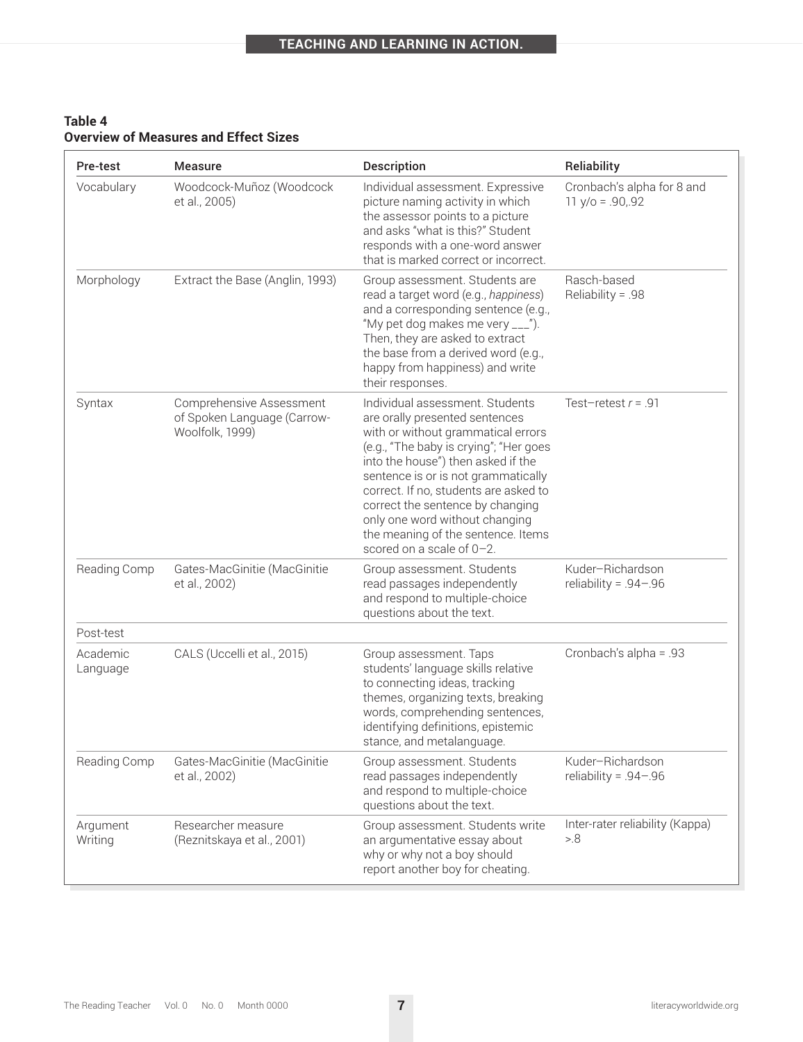**Table 4**
**Overview of Measures and Effect Sizes**

| Pre-test | Measure | Description | Reliability |
|---|---|---|---|
| Vocabulary | Woodcock-Muñoz (Woodcock et al., 2005) | Individual assessment. Expressive picture naming activity in which the assessor points to a picture and asks "what is this?" Student responds with a one-word answer that is marked correct or incorrect. | Cronbach's alpha for 8 and 11 y/o = .90,.92 |
| Morphology | Extract the Base (Anglin, 1993) | Group assessment. Students are read a target word (e.g., *happiness*) and a corresponding sentence (e.g., "My pet dog makes me very ___"). Then, they are asked to extract the base from a derived word (e.g., happy from happiness) and write their responses. | Rasch-based Reliability = .98 |
| Syntax | Comprehensive Assessment of Spoken Language (Carrow-Woolfolk, 1999) | Individual assessment. Students are orally presented sentences with or without grammatical errors (e.g., "The baby is crying"; "Her goes into the house") then asked if the sentence is or is not grammatically correct. If no, students are asked to correct the sentence by changing only one word without changing the meaning of the sentence. Items scored on a scale of 0–2. | Test–retest *r* = .91 |
| Reading Comp | Gates-MacGinitie (MacGinitie et al., 2002) | Group assessment. Students read passages independently and respond to multiple-choice questions about the text. | Kuder–Richardson reliability = .94–.96 |
| Post-test | | | |
| Academic Language | CALS (Uccelli et al., 2015) | Group assessment. Taps students' language skills relative to connecting ideas, tracking themes, organizing texts, breaking words, comprehending sentences, identifying definitions, epistemic stance, and metalanguage. | Cronbach's alpha = .93 |
| Reading Comp | Gates-MacGinitie (MacGinitie et al., 2002) | Group assessment. Students read passages independently and respond to multiple-choice questions about the text. | Kuder–Richardson reliability = .94–.96 |
| Argument Writing | Researcher measure (Reznitskaya et al., 2001) | Group assessment. Students write an argumentative essay about why or why not a boy should report another boy for cheating. | Inter-rater reliability (Kappa) >.8 |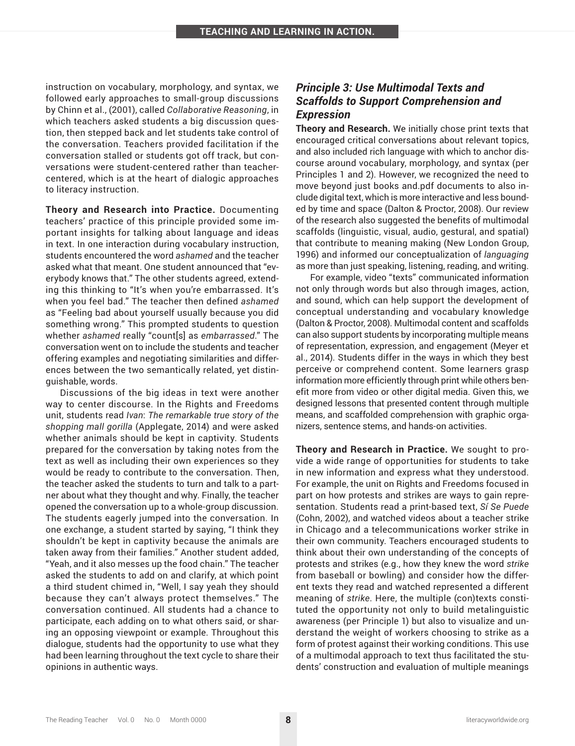instruction on vocabulary, morphology, and syntax, we followed early approaches to small-group discussions by Chinn et al., (2001), called *Collaborative Reasoning*, in which teachers asked students a big discussion question, then stepped back and let students take control of the conversation. Teachers provided facilitation if the conversation stalled or students got off track, but conversations were student-centered rather than teacher-centered, which is at the heart of dialogic approaches to literacy instruction.

**Theory and Research into Practice.** Documenting teachers' practice of this principle provided some important insights for talking about language and ideas in text. In one interaction during vocabulary instruction, students encountered the word *ashamed* and the teacher asked what that meant. One student announced that "everybody knows that." The other students agreed, extending this thinking to "It's when you're embarrassed. It's when you feel bad." The teacher then defined *ashamed* as "Feeling bad about yourself usually because you did something wrong." This prompted students to question whether *ashamed* really "count[s] as *embarrassed*." The conversation went on to include the students and teacher offering examples and negotiating similarities and differences between the two semantically related, yet distinguishable, words.

Discussions of the big ideas in text were another way to center discourse. In the Rights and Freedoms unit, students read *Ivan*: *The remarkable true story of the shopping mall gorilla* (Applegate, 2014) and were asked whether animals should be kept in captivity. Students prepared for the conversation by taking notes from the text as well as including their own experiences so they would be ready to contribute to the conversation. Then, the teacher asked the students to turn and talk to a partner about what they thought and why. Finally, the teacher opened the conversation up to a whole-group discussion. The students eagerly jumped into the conversation. In one exchange, a student started by saying, "I think they shouldn't be kept in captivity because the animals are taken away from their families." Another student added, "Yeah, and it also messes up the food chain." The teacher asked the students to add on and clarify, at which point a third student chimed in, "Well, I say yeah they should because they can't always protect themselves." The conversation continued. All students had a chance to participate, each adding on to what others said, or sharing an opposing viewpoint or example. Throughout this dialogue, students had the opportunity to use what they had been learning throughout the text cycle to share their opinions in authentic ways.

### *Principle 3: Use Multimodal Texts and Scaffolds to Support Comprehension and Expression*

**Theory and Research.** We initially chose print texts that encouraged critical conversations about relevant topics, and also included rich language with which to anchor discourse around vocabulary, morphology, and syntax (per Principles 1 and 2). However, we recognized the need to move beyond just books and.pdf documents to also include digital text, which is more interactive and less bounded by time and space (Dalton & Proctor, 2008). Our review of the research also suggested the benefits of multimodal scaffolds (linguistic, visual, audio, gestural, and spatial) that contribute to meaning making (New London Group, 1996) and informed our conceptualization of *languaging* as more than just speaking, listening, reading, and writing.

For example, video "texts" communicated information not only through words but also through images, action, and sound, which can help support the development of conceptual understanding and vocabulary knowledge (Dalton & Proctor, 2008). Multimodal content and scaffolds can also support students by incorporating multiple means of representation, expression, and engagement (Meyer et al., 2014). Students differ in the ways in which they best perceive or comprehend content. Some learners grasp information more efficiently through print while others benefit more from video or other digital media. Given this, we designed lessons that presented content through multiple means, and scaffolded comprehension with graphic organizers, sentence stems, and hands-on activities.

**Theory and Research in Practice.** We sought to provide a wide range of opportunities for students to take in new information and express what they understood. For example, the unit on Rights and Freedoms focused in part on how protests and strikes are ways to gain representation. Students read a print-based text, *Sí Se Puede* (Cohn, 2002), and watched videos about a teacher strike in Chicago and a telecommunications worker strike in their own community. Teachers encouraged students to think about their own understanding of the concepts of protests and strikes (e.g., how they knew the word *strike* from baseball or bowling) and consider how the different texts they read and watched represented a different meaning of *strike*. Here, the multiple (con)texts constituted the opportunity not only to build metalinguistic awareness (per Principle 1) but also to visualize and understand the weight of workers choosing to strike as a form of protest against their working conditions. This use of a multimodal approach to text thus facilitated the students' construction and evaluation of multiple meanings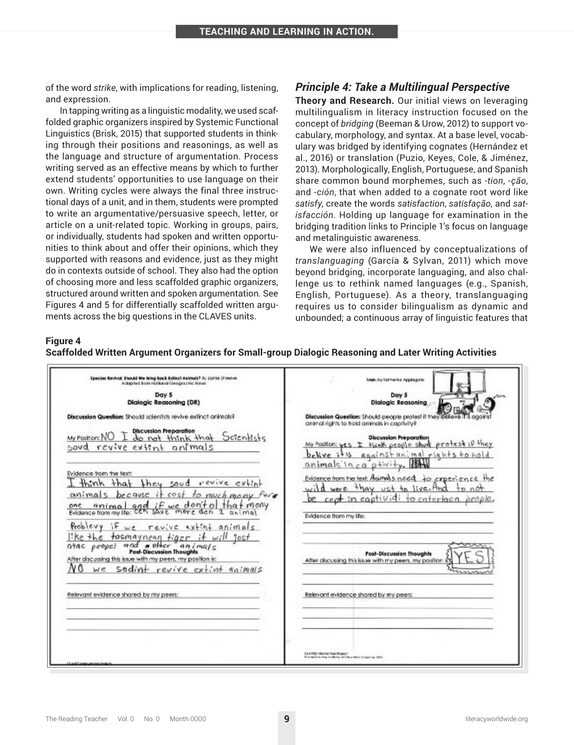of the word *strike*, with implications for reading, listening, and expression.

In tapping writing as a linguistic modality, we used scaffolded graphic organizers inspired by Systemic Functional Linguistics (Brisk, 2015) that supported students in thinking through their positions and reasonings, as well as the language and structure of argumentation. Process writing served as an effective means by which to further extend students' opportunities to use language on their own. Writing cycles were always the final three instructional days of a unit, and in them, students were prompted to write an argumentative/persuasive speech, letter, or article on a unit-related topic. Working in groups, pairs, or individually, students had spoken and written opportunities to think about and offer their opinions, which they supported with reasons and evidence, just as they might do in contexts outside of school. They also had the option of choosing more and less scaffolded graphic organizers, structured around written and spoken argumentation. See Figures 4 and 5 for differentially scaffolded written arguments across the big questions in the CLAVES units.

### *Principle 4: Take a Multilingual Perspective*

**Theory and Research.** Our initial views on leveraging multilingualism in literacy instruction focused on the concept of *bridging* (Beeman & Urow, 2012) to support vocabulary, morphology, and syntax. At a base level, vocabulary was bridged by identifying cognates (Hernández et al., 2016) or translation (Puzio, Keyes, Cole, & Jiménez, 2013). Morphologically, English, Portuguese, and Spanish share common bound morphemes, such as *-tion*, *-ção*, and *-ción*, that when added to a cognate root word like *satisfy*, create the words *satisfaction*, *satisfação*, and *satisfacción*. Holding up language for examination in the bridging tradition links to Principle 1's focus on language and metalinguistic awareness.

We were also influenced by conceptualizations of *translanguaging* (García & Sylvan, 2011) which move beyond bridging, incorporate languaging, and also challenge us to rethink named languages (e.g., Spanish, English, Portuguese). As a theory, translanguaging requires us to consider bilingualism as dynamic and unbounded; a continuous array of linguistic features that

**Figure 4**
**Scaffolded Written Argument Organizers for Small-group Dialogic Reasoning and Later Writing Activities**

Species Revival: Should We Bring Back Extinct Animals? by Jamie Shreeve
Adapted from National Geographic News

Day 5
Dialogic Reasoning (DR)

Discussion Question: Should scientists revive extinct animals?

Discussion Preparation

My Position: NO I do not think that Scientists soud revive extint animals

Evidence from the text: I think that they soud revive extint animals because it cost to much mony for one animal and if we don't ol that mony

Evidence from my life: cen save more den 1 animal Problevy if we revive extint animals like the tasmaynean tiger it will jost atac peopel and other animals

Post-Discussion Thoughts

After discussing this issue with my peers, my position is: NO we sodint revive extint animals

Relevant evidence shared by my peers:

Ivan, by Katherine Applegate

Day 5
Dialogic Reasoning

Discussion Question: Should people protest if they believe it is against animal rights to hold animals in captivity?

Discussion Preparation

My Position: yes I think people shud protest if they belive it is against animal rights to hold animals in captivity.

Evidence from the text: Animals need to experience the wild were thay ust to live. And to not be cept in captividi to entertaen people.

Evidence from my life:

Post-Discussion Thoughts

After discussing this issue with my peers, my position is: YES

Relevant evidence shared by my peers: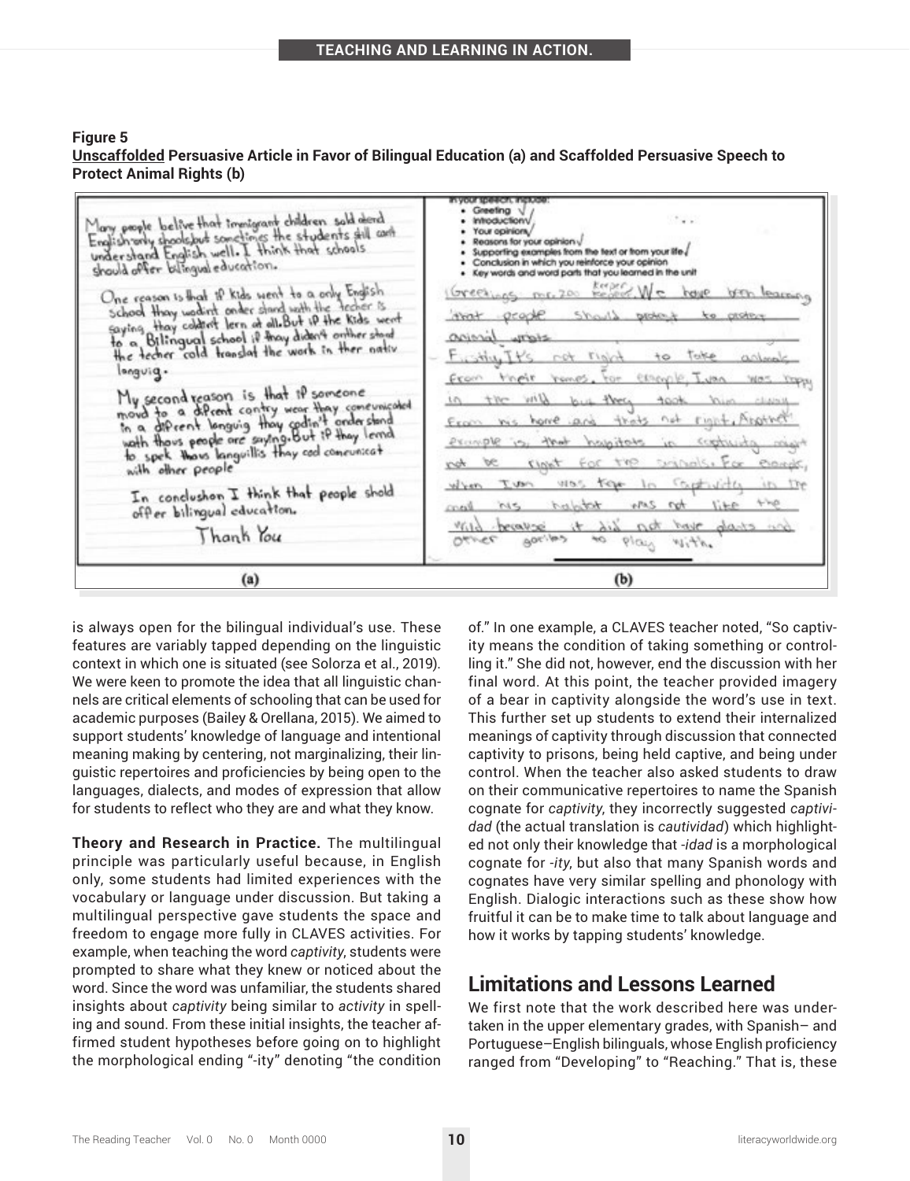**Figure 5**
**Unscaffolded Persuasive Article in Favor of Bilingual Education (a) and Scaffolded Persuasive Speech to Protect Animal Rights (b)**

(a)

(b)

is always open for the bilingual individual's use. These features are variably tapped depending on the linguistic context in which one is situated (see Solorza et al., 2019). We were keen to promote the idea that all linguistic channels are critical elements of schooling that can be used for academic purposes (Bailey & Orellana, 2015). We aimed to support students' knowledge of language and intentional meaning making by centering, not marginalizing, their linguistic repertoires and proficiencies by being open to the languages, dialects, and modes of expression that allow for students to reflect who they are and what they know.

**Theory and Research in Practice.** The multilingual principle was particularly useful because, in English only, some students had limited experiences with the vocabulary or language under discussion. But taking a multilingual perspective gave students the space and freedom to engage more fully in CLAVES activities. For example, when teaching the word *captivity*, students were prompted to share what they knew or noticed about the word. Since the word was unfamiliar, the students shared insights about *captivity* being similar to *activity* in spelling and sound. From these initial insights, the teacher affirmed student hypotheses before going on to highlight the morphological ending "-ity" denoting "the condition of." In one example, a CLAVES teacher noted, "So captivity means the condition of taking something or controlling it." She did not, however, end the discussion with her final word. At this point, the teacher provided imagery of a bear in captivity alongside the word's use in text. This further set up students to extend their internalized meanings of captivity through discussion that connected captivity to prisons, being held captive, and being under control. When the teacher also asked students to draw on their communicative repertoires to name the Spanish cognate for *captivity*, they incorrectly suggested *captividad* (the actual translation is *cautividad*) which highlighted not only their knowledge that *-idad* is a morphological cognate for *-ity*, but also that many Spanish words and cognates have very similar spelling and phonology with English. Dialogic interactions such as these show how fruitful it can be to make time to talk about language and how it works by tapping students' knowledge.

## Limitations and Lessons Learned

We first note that the work described here was undertaken in the upper elementary grades, with Spanish– and Portuguese–English bilinguals, whose English proficiency ranged from "Developing" to "Reaching." That is, these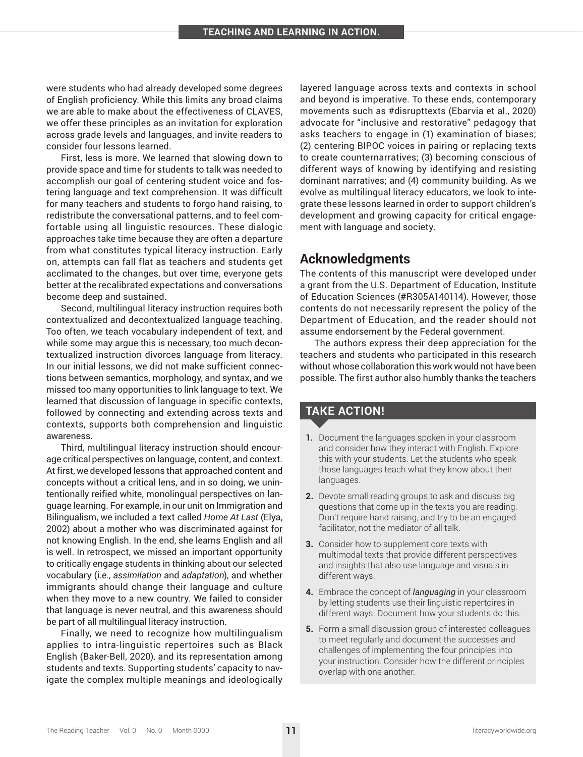were students who had already developed some degrees of English proficiency. While this limits any broad claims we are able to make about the effectiveness of CLAVES, we offer these principles as an invitation for exploration across grade levels and languages, and invite readers to consider four lessons learned.

First, less is more. We learned that slowing down to provide space and time for students to talk was needed to accomplish our goal of centering student voice and fostering language and text comprehension. It was difficult for many teachers and students to forgo hand raising, to redistribute the conversational patterns, and to feel comfortable using all linguistic resources. These dialogic approaches take time because they are often a departure from what constitutes typical literacy instruction. Early on, attempts can fall flat as teachers and students get acclimated to the changes, but over time, everyone gets better at the recalibrated expectations and conversations become deep and sustained.

Second, multilingual literacy instruction requires both contextualized and decontextualized language teaching. Too often, we teach vocabulary independent of text, and while some may argue this is necessary, too much decontextualized instruction divorces language from literacy. In our initial lessons, we did not make sufficient connections between semantics, morphology, and syntax, and we missed too many opportunities to link language to text. We learned that discussion of language in specific contexts, followed by connecting and extending across texts and contexts, supports both comprehension and linguistic awareness.

Third, multilingual literacy instruction should encourage critical perspectives on language, content, and context. At first, we developed lessons that approached content and concepts without a critical lens, and in so doing, we unintentionally reified white, monolingual perspectives on language learning. For example, in our unit on Immigration and Bilingualism, we included a text called *Home At Last* (Elya, 2002) about a mother who was discriminated against for not knowing English. In the end, she learns English and all is well. In retrospect, we missed an important opportunity to critically engage students in thinking about our selected vocabulary (i.e., *assimilation* and *adaptation*), and whether immigrants should change their language and culture when they move to a new country. We failed to consider that language is never neutral, and this awareness should be part of all multilingual literacy instruction.

Finally, we need to recognize how multilingualism applies to intra-linguistic repertoires such as Black English (Baker-Bell, 2020), and its representation among students and texts. Supporting students' capacity to navigate the complex multiple meanings and ideologically layered language across texts and contexts in school and beyond is imperative. To these ends, contemporary movements such as #disrupttexts (Ebarvia et al., 2020) advocate for "inclusive and restorative" pedagogy that asks teachers to engage in (1) examination of biases; (2) centering BIPOC voices in pairing or replacing texts to create counternarratives; (3) becoming conscious of different ways of knowing by identifying and resisting dominant narratives; and (4) community building. As we evolve as multilingual literacy educators, we look to integrate these lessons learned in order to support children's development and growing capacity for critical engagement with language and society.

## Acknowledgments

The contents of this manuscript were developed under a grant from the U.S. Department of Education, Institute of Education Sciences (#R305A140114). However, those contents do not necessarily represent the policy of the Department of Education, and the reader should not assume endorsement by the Federal government.

The authors express their deep appreciation for the teachers and students who participated in this research without whose collaboration this work would not have been possible. The first author also humbly thanks the teachers

### TAKE ACTION!

1. Document the languages spoken in your classroom and consider how they interact with English. Explore this with your students. Let the students who speak those languages teach what they know about their languages.
2. Devote small reading groups to ask and discuss big questions that come up in the texts you are reading. Don't require hand raising, and try to be an engaged facilitator, not the mediator of all talk.
3. Consider how to supplement core texts with multimodal texts that provide different perspectives and insights that also use language and visuals in different ways.
4. Embrace the concept of ***languaging*** in your classroom by letting students use their linguistic repertoires in different ways. Document how your students do this.
5. Form a small discussion group of interested colleagues to meet regularly and document the successes and challenges of implementing the four principles into your instruction. Consider how the different principles overlap with one another.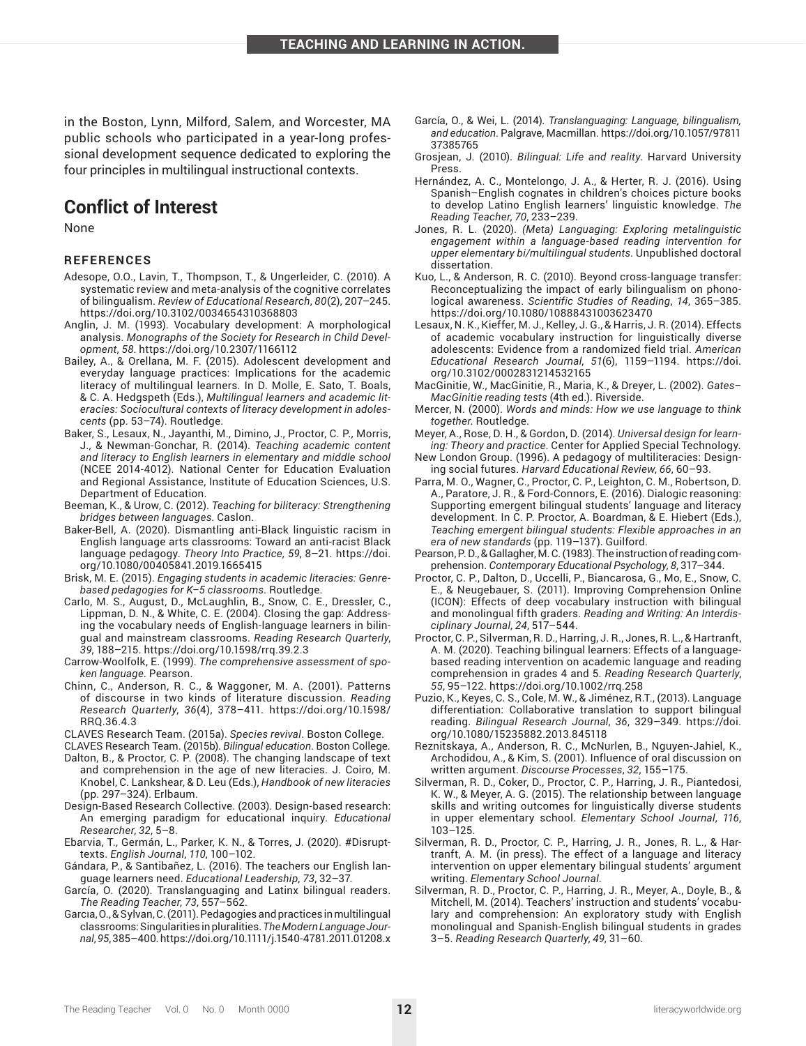in the Boston, Lynn, Milford, Salem, and Worcester, MA public schools who participated in a year-long professional development sequence dedicated to exploring the four principles in multilingual instructional contexts.

## Conflict of Interest

None

### REFERENCES

Adesope, O.O., Lavin, T., Thompson, T., & Ungerleider, C. (2010). A systematic review and meta-analysis of the cognitive correlates of bilingualism. *Review of Educational Research*, *80*(2), 207–245. https://doi.org/10.3102/0034654310368803

Anglin, J. M. (1993). Vocabulary development: A morphological analysis. *Monographs of the Society for Research in Child Development*, *58*. https://doi.org/10.2307/1166112

Bailey, A., & Orellana, M. F. (2015). Adolescent development and everyday language practices: Implications for the academic literacy of multilingual learners. In D. Molle, E. Sato, T. Boals, & C. A. Hedgspeth (Eds.), *Multilingual learners and academic literacies: Sociocultural contexts of literacy development in adolescents* (pp. 53–74). Routledge.

Baker, S., Lesaux, N., Jayanthi, M., Dimino, J., Proctor, C. P., Morris, J., & Newman-Gonchar, R. (2014). *Teaching academic content and literacy to English learners in elementary and middle school* (NCEE 2014-4012). National Center for Education Evaluation and Regional Assistance, Institute of Education Sciences, U.S. Department of Education.

Beeman, K., & Urow, C. (2012). *Teaching for biliteracy: Strengthening bridges between languages*. Caslon.

Baker-Bell, A. (2020). Dismantling anti-Black linguistic racism in English language arts classrooms: Toward an anti-racist Black language pedagogy. *Theory Into Practice*, *59*, 8–21. https://doi.org/10.1080/00405841.2019.1665415

Brisk, M. E. (2015). *Engaging students in academic literacies: Genre-based pedagogies for K–5 classrooms*. Routledge.

Carlo, M. S., August, D., McLaughlin, B., Snow, C. E., Dressler, C., Lippman, D. N., & White, C. E. (2004). Closing the gap: Addressing the vocabulary needs of English-language learners in bilingual and mainstream classrooms. *Reading Research Quarterly*, *39*, 188–215. https://doi.org/10.1598/rrq.39.2.3

Carrow-Woolfolk, E. (1999). *The comprehensive assessment of spoken language*. Pearson.

Chinn, C., Anderson, R. C., & Waggoner, M. A. (2001). Patterns of discourse in two kinds of literature discussion. *Reading Research Quarterly*, *36*(4), 378–411. https://doi.org/10.1598/RRQ.36.4.3

CLAVES Research Team. (2015a). *Species revival*. Boston College.

CLAVES Research Team. (2015b). *Bilingual education*. Boston College.

Dalton, B., & Proctor, C. P. (2008). The changing landscape of text and comprehension in the age of new literacies. J. Coiro, M. Knobel, C. Lankshear, & D. Leu (Eds.), *Handbook of new literacies* (pp. 297–324). Erlbaum.

Design-Based Research Collective. (2003). Design-based research: An emerging paradigm for educational inquiry. *Educational Researcher*, *32*, 5–8.

Ebarvia, T., Germán, L., Parker, K. N., & Torres, J. (2020). #Disrupttexts. *English Journal*, *110*, 100–102.

Gándara, P., & Santibañez, L. (2016). The teachers our English language learners need. *Educational Leadership*, *73*, 32–37.

García, O. (2020). Translanguaging and Latinx bilingual readers. *The Reading Teacher*, *73*, 557–562.

Garcia, O., & Sylvan, C. (2011). Pedagogies and practices in multilingual classrooms: Singularities in pluralities. *The Modern Language Journal*, *95*, 385–400. https://doi.org/10.1111/j.1540-4781.2011.01208.x

García, O., & Wei, L. (2014). *Translanguaging: Language, bilingualism, and education*. Palgrave, Macmillan. https://doi.org/10.1057/9781137385765

Grosjean, J. (2010). *Bilingual: Life and reality*. Harvard University Press.

Hernández, A. C., Montelongo, J. A., & Herter, R. J. (2016). Using Spanish–English cognates in children's choices picture books to develop Latino English learners' linguistic knowledge. *The Reading Teacher*, *70*, 233–239.

Jones, R. L. (2020). *(Meta) Languaging: Exploring metalinguistic engagement within a language-based reading intervention for upper elementary bi/multilingual students*. Unpublished doctoral dissertation.

Kuo, L., & Anderson, R. C. (2010). Beyond cross-language transfer: Reconceptualizing the impact of early bilingualism on phonological awareness. *Scientific Studies of Reading*, *14*, 365–385. https://doi.org/10.1080/10888431003623470

Lesaux, N. K., Kieffer, M. J., Kelley, J. G., & Harris, J. R. (2014). Effects of academic vocabulary instruction for linguistically diverse adolescents: Evidence from a randomized field trial. *American Educational Research Journal*, *51*(6), 1159–1194. https://doi.org/10.3102/0002831214532165

MacGinitie, W., MacGinitie, R., Maria, K., & Dreyer, L. (2002). *Gates–MacGinitie reading tests* (4th ed.). Riverside.

Mercer, N. (2000). *Words and minds: How we use language to think together*. Routledge.

Meyer, A., Rose, D. H., & Gordon, D. (2014). *Universal design for learning: Theory and practice*. Center for Applied Special Technology.

New London Group. (1996). A pedagogy of multiliteracies: Designing social futures. *Harvard Educational Review*, *66*, 60–93.

Parra, M. O., Wagner, C., Proctor, C. P., Leighton, C. M., Robertson, D. A., Paratore, J. R., & Ford-Connors, E. (2016). Dialogic reasoning: Supporting emergent bilingual students' language and literacy development. In C. P. Proctor, A. Boardman, & E. Hiebert (Eds.), *Teaching emergent bilingual students: Flexible approaches in an era of new standards* (pp. 119–137). Guilford.

Pearson, P. D., & Gallagher, M. C. (1983). The instruction of reading comprehension. *Contemporary Educational Psychology*, *8*, 317–344.

Proctor, C. P., Dalton, D., Uccelli, P., Biancarosa, G., Mo, E., Snow, C. E., & Neugebauer, S. (2011). Improving Comprehension Online (ICON): Effects of deep vocabulary instruction with bilingual and monolingual fifth graders. *Reading and Writing: An Interdisciplinary Journal*, *24*, 517–544.

Proctor, C. P., Silverman, R. D., Harring, J. R., Jones, R. L., & Hartranft, A. M. (2020). Teaching bilingual learners: Effects of a language-based reading intervention on academic language and reading comprehension in grades 4 and 5. *Reading Research Quarterly*, *55*, 95–122. https://doi.org/10.1002/rrq.258

Puzio, K., Keyes, C. S., Cole, M. W., & Jiménez, R.T., (2013). Language differentiation: Collaborative translation to support bilingual reading. *Bilingual Research Journal*, *36*, 329–349. https://doi.org/10.1080/15235882.2013.845118

Reznitskaya, A., Anderson, R. C., McNurlen, B., Nguyen-Jahiel, K., Archodidou, A., & Kim, S. (2001). Influence of oral discussion on written argument. *Discourse Processes*, *32*, 155–175.

Silverman, R. D., Coker, D., Proctor, C. P., Harring, J. R., Piantedosi, K. W., & Meyer, A. G. (2015). The relationship between language skills and writing outcomes for linguistically diverse students in upper elementary school. *Elementary School Journal*, *116*, 103–125.

Silverman, R. D., Proctor, C. P., Harring, J. R., Jones, R. L., & Hartranft, A. M. (in press). The effect of a language and literacy intervention on upper elementary bilingual students' argument writing. *Elementary School Journal*.

Silverman, R. D., Proctor, C. P., Harring, J. R., Meyer, A., Doyle, B., & Mitchell, M. (2014). Teachers' instruction and students' vocabulary and comprehension: An exploratory study with English monolingual and Spanish-English bilingual students in grades 3–5. *Reading Research Quarterly*, *49*, 31–60.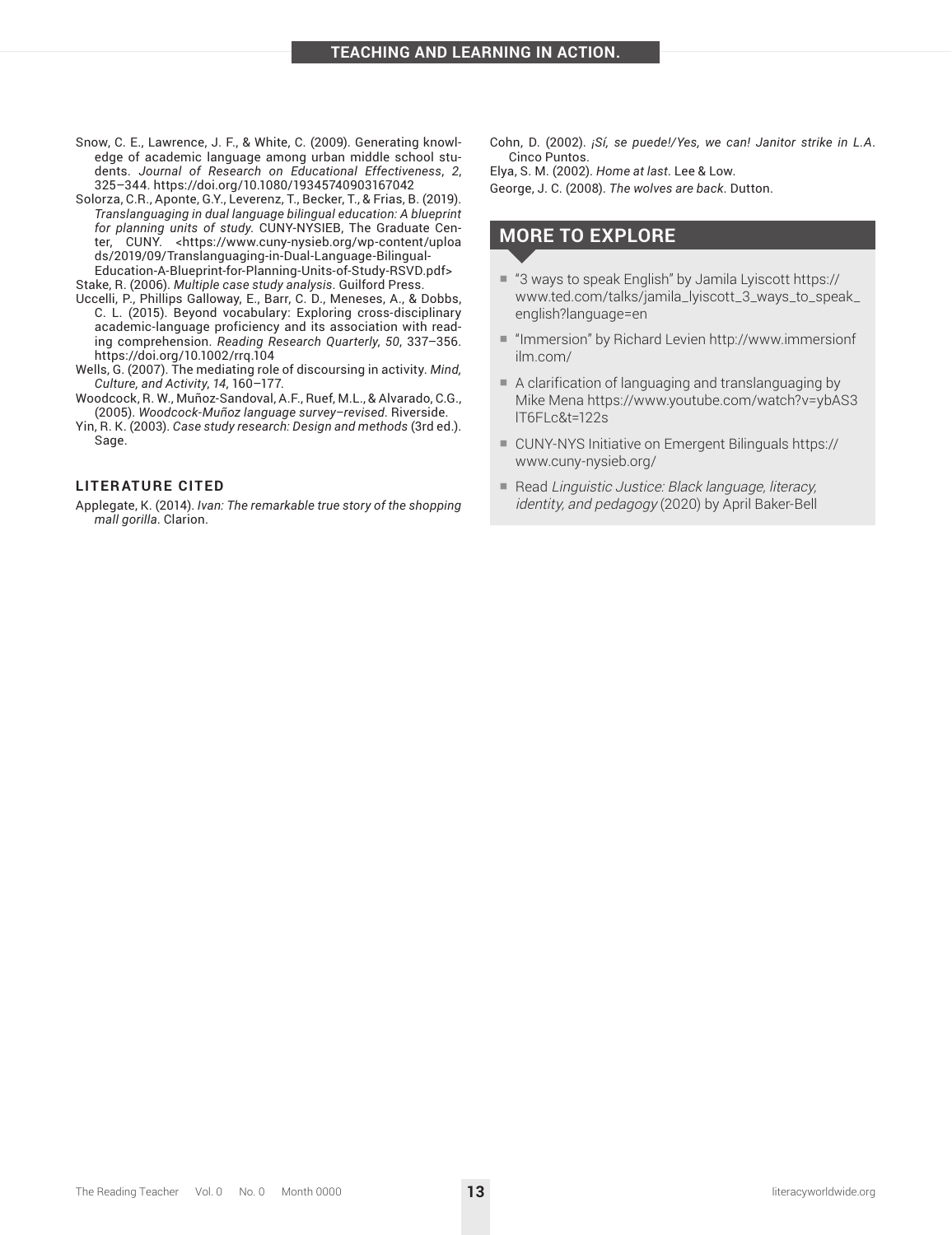Snow, C. E., Lawrence, J. F., & White, C. (2009). Generating knowledge of academic language among urban middle school students. *Journal of Research on Educational Effectiveness*, *2*, 325–344. https://doi.org/10.1080/19345740903167042

Solorza, C.R., Aponte, G.Y., Leverenz, T., Becker, T., & Frias, B. (2019). *Translanguaging in dual language bilingual education: A blueprint for planning units of study*. CUNY-NYSIEB, The Graduate Center, CUNY. <https://www.cuny-nysieb.org/wp-content/uploads/2019/09/Translanguaging-in-Dual-Language-Bilingual-Education-A-Blueprint-for-Planning-Units-of-Study-RSVD.pdf>

Stake, R. (2006). *Multiple case study analysis*. Guilford Press.

Uccelli, P., Phillips Galloway, E., Barr, C. D., Meneses, A., & Dobbs, C. L. (2015). Beyond vocabulary: Exploring cross-disciplinary academic-language proficiency and its association with reading comprehension. *Reading Research Quarterly*, *50*, 337–356. https://doi.org/10.1002/rrq.104

Wells, G. (2007). The mediating role of discoursing in activity. *Mind, Culture, and Activity*, *14*, 160–177.

Woodcock, R. W., Muñoz-Sandoval, A.F., Ruef, M.L., & Alvarado, C.G., (2005). *Woodcock-Muñoz language survey–revised*. Riverside.

Yin, R. K. (2003). *Case study research: Design and methods* (3rd ed.). Sage.

### LITERATURE CITED

Applegate, K. (2014). *Ivan: The remarkable true story of the shopping mall gorilla*. Clarion.

Cohn, D. (2002). *¡Sí, se puede!/Yes, we can! Janitor strike in L.A.* Cinco Puntos.

Elya, S. M. (2002). *Home at last*. Lee & Low.

George, J. C. (2008). *The wolves are back*. Dutton.

## MORE TO EXPLORE

- "3 ways to speak English" by Jamila Lyiscott https://www.ted.com/talks/jamila_lyiscott_3_ways_to_speak_english?language=en
- "Immersion" by Richard Levien http://www.immersionfilm.com/
- A clarification of languaging and translanguaging by Mike Mena https://www.youtube.com/watch?v=ybAS3lT6FLc&t=122s
- CUNY-NYS Initiative on Emergent Bilinguals https://www.cuny-nysieb.org/
- Read *Linguistic Justice: Black language, literacy, identity, and pedagogy* (2020) by April Baker-Bell